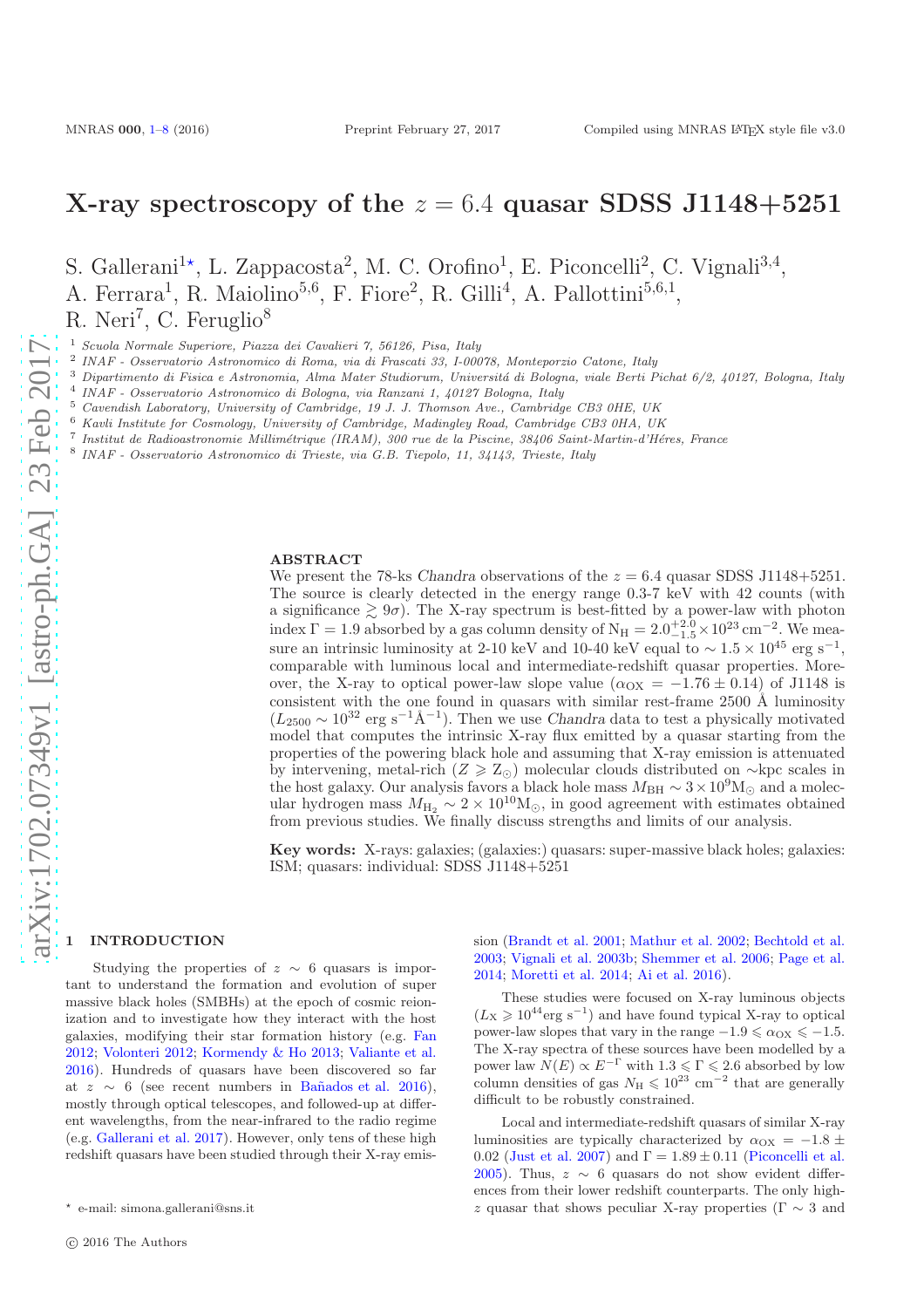# X-ray spectroscopy of the $z = 6.4$ quasar SDSS J1148+5251

S. Gallerani[1⋆], L. Zappacosta[2], M. C. Orofino[1], E. Piconcelli[2], C. Vignali[3,4], A. Ferrara[1], R. Maiolino[5,6], F. Fiore[2], R. Gilli[4], A. Pallottini[5,6,1], R. Neri[7], C. Feruglio[8]

[1] Scuola Normale Superiore, Piazza dei Cavalieri 7, 56126, Pisa, Italy
[2] INAF - Osservatorio Astronomico di Roma, via di Frascati 33, I-00078, Monteporzio Catone, Italy
[3] Dipartimento di Fisica e Astronomia, Alma Mater Studiorum, Universitá di Bologna, viale Berti Pichat 6/2, 40127, Bologna, Italy
[4] INAF - Osservatorio Astronomico di Bologna, via Ranzani 1, 40127 Bologna, Italy
[5] Cavendish Laboratory, University of Cambridge, 19 J. J. Thomson Ave., Cambridge CB3 0HE, UK
[6] Kavli Institute for Cosmology, University of Cambridge, Madingley Road, Cambridge CB3 0HA, UK
[7] Institut de Radioastronomie Millimétrique (IRAM), 300 rue de la Piscine, 38406 Saint-Martin-d'Héres, France
[8] INAF - Osservatorio Astronomico di Trieste, via G.B. Tiepolo, 11, 34143, Trieste, Italy

## ABSTRACT

We present the 78-ks *Chandra* observations of the $z = 6.4$ quasar SDSS J1148+5251. The source is clearly detected in the energy range 0.3-7 keV with 42 counts (with a significance $\gtrsim 9\sigma$). The X-ray spectrum is best-fitted by a power-law with photon index $\Gamma = 1.9$ absorbed by a gas column density of $\mathrm{N_H} = 2.0^{+2.0}_{-1.5} \times 10^{23}\,\mathrm{cm^{-2}}$. We measure an intrinsic luminosity at 2-10 keV and 10-40 keV equal to $\sim 1.5 \times 10^{45}$ erg s$^{-1}$, comparable with luminous local and intermediate-redshift quasar properties. Moreover, the X-ray to optical power-law slope value ($\alpha_{\mathrm{OX}} = -1.76 \pm 0.14$) of J1148 is consistent with the one found in quasars with similar rest-frame 2500 Å luminosity ($L_{2500} \sim 10^{32}$ erg s$^{-1}$Å$^{-1}$). Then we use *Chandra* data to test a physically motivated model that computes the intrinsic X-ray flux emitted by a quasar starting from the properties of the powering black hole and assuming that X-ray emission is attenuated by intervening, metal-rich ($Z \geqslant \mathrm{Z_\odot}$) molecular clouds distributed on $\sim$kpc scales in the host galaxy. Our analysis favors a black hole mass $M_{\mathrm{BH}} \sim 3 \times 10^9 \mathrm{M_\odot}$ and a molecular hydrogen mass $M_{\mathrm{H_2}} \sim 2 \times 10^{10} \mathrm{M_\odot}$, in good agreement with estimates obtained from previous studies. We finally discuss strengths and limits of our analysis.

**Key words:** X-rays: galaxies; (galaxies:) quasars: super-massive black holes; galaxies: ISM; quasars: individual: SDSS J1148+5251

## 1 INTRODUCTION

Studying the properties of $z \sim 6$ quasars is important to understand the formation and evolution of super massive black holes (SMBHs) at the epoch of cosmic reionization and to investigate how they interact with the host galaxies, modifying their star formation history (e.g. Fan 2012; Volonteri 2012; Kormendy & Ho 2013; Valiante et al. 2016). Hundreds of quasars have been discovered so far at $z \sim 6$ (see recent numbers in Bañados et al. 2016), mostly through optical telescopes, and followed-up at different wavelengths, from the near-infrared to the radio regime (e.g. Gallerani et al. 2017). However, only tens of these high redshift quasars have been studied through their X-ray emission (Brandt et al. 2001; Mathur et al. 2002; Bechtold et al. 2003; Vignali et al. 2003b; Shemmer et al. 2006; Page et al. 2014; Moretti et al. 2014; Ai et al. 2016).

These studies were focused on X-ray luminous objects ($L_{\mathrm{X}} \geqslant 10^{44}$erg s$^{-1}$) and have found typical X-ray to optical power-law slopes that vary in the range $-1.9 \leqslant \alpha_{\mathrm{OX}} \leqslant -1.5$. The X-ray spectra of these sources have been modelled by a power law $N(E) \propto E^{-\Gamma}$ with $1.3 \leqslant \Gamma \leqslant 2.6$ absorbed by low column densities of gas $N_{\mathrm{H}} \leqslant 10^{23}$ cm$^{-2}$ that are generally difficult to be robustly constrained.

Local and intermediate-redshift quasars of similar X-ray luminosities are typically characterized by $\alpha_{\mathrm{OX}} = -1.8 \pm 0.02$ (Just et al. 2007) and $\Gamma = 1.89 \pm 0.11$ (Piconcelli et al. 2005). Thus, $z \sim 6$ quasars do not show evident differences from their lower redshift counterparts. The only high-$z$ quasar that shows peculiar X-ray properties ($\Gamma \sim 3$ and

⋆ e-mail: simona.gallerani@sns.it

© 2016 The Authors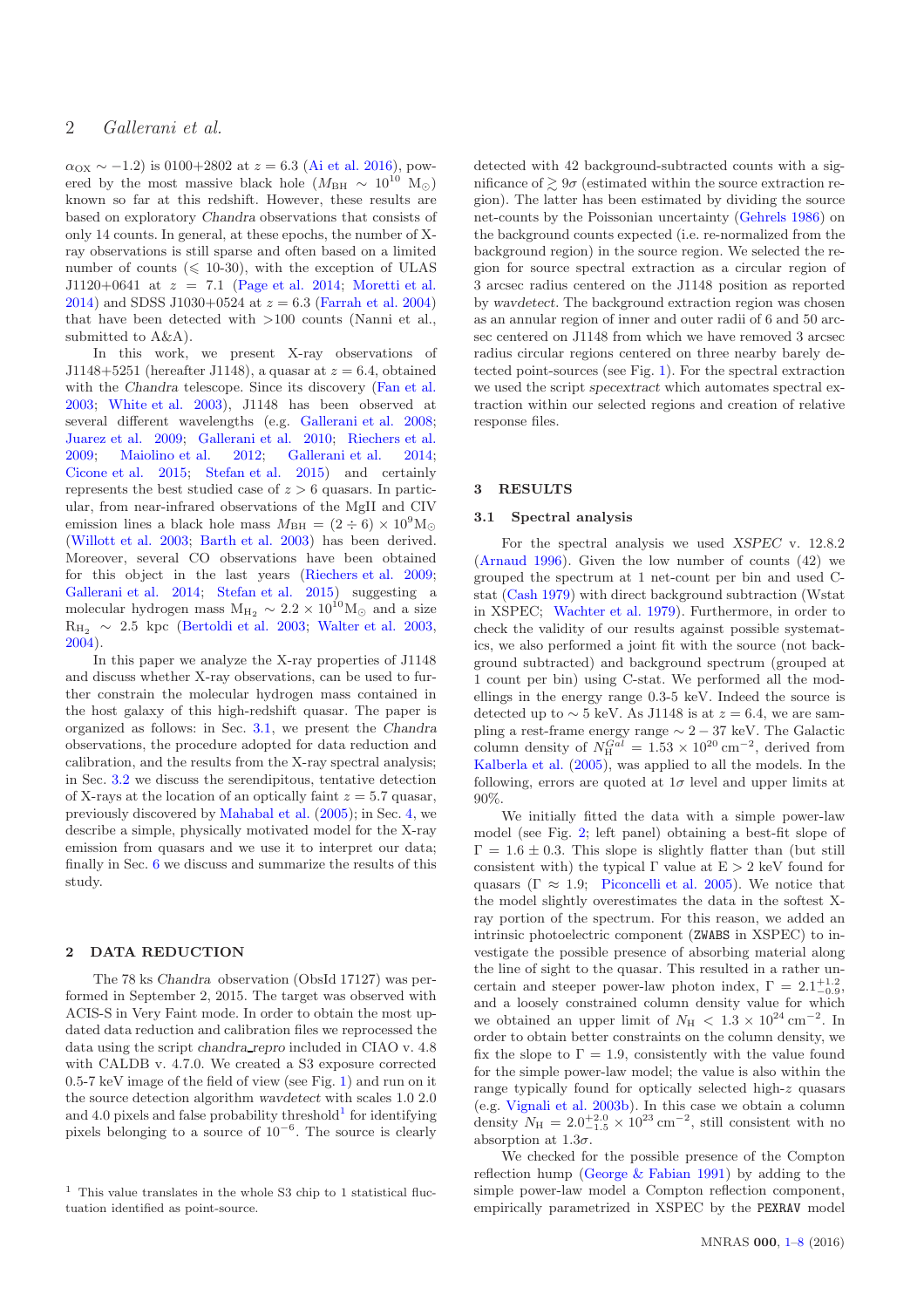$\alpha_{OX} \sim -1.2$) is 0100+2802 at $z = 6.3$ (Ai et al. 2016), powered by the most massive black hole ($M_{BH} \sim 10^{10}$ M$_{\odot}$) known so far at this redshift. However, these results are based on exploratory *Chandra* observations that consists of only 14 counts. In general, at these epochs, the number of X-ray observations is still sparse and often based on a limited number of counts ($\leqslant$ 10-30), with the exception of ULAS J1120+0641 at $z = 7.1$ (Page et al. 2014; Moretti et al. 2014) and SDSS J1030+0524 at $z = 6.3$ (Farrah et al. 2004) that have been detected with >100 counts (Nanni et al., submitted to A&A).

In this work, we present X-ray observations of J1148+5251 (hereafter J1148), a quasar at $z = 6.4$, obtained with the *Chandra* telescope. Since its discovery (Fan et al. 2003; White et al. 2003), J1148 has been observed at several different wavelengths (e.g. Gallerani et al. 2008; Juarez et al. 2009; Gallerani et al. 2010; Riechers et al. 2009; Maiolino et al. 2012; Gallerani et al. 2014; Cicone et al. 2015; Stefan et al. 2015) and certainly represents the best studied case of $z > 6$ quasars. In particular, from near-infrared observations of the MgII and CIV emission lines a black hole mass $M_{BH} = (2 \div 6) \times 10^9$M$_{\odot}$ (Willott et al. 2003; Barth et al. 2003) has been derived. Moreover, several CO observations have been obtained for this object in the last years (Riechers et al. 2009; Gallerani et al. 2014; Stefan et al. 2015) suggesting a molecular hydrogen mass $M_{H_2} \sim 2.2 \times 10^{10}$M$_{\odot}$ and a size $R_{H_2} \sim 2.5$ kpc (Bertoldi et al. 2003; Walter et al. 2003, 2004).

In this paper we analyze the X-ray properties of J1148 and discuss whether X-ray observations, can be used to further constrain the molecular hydrogen mass contained in the host galaxy of this high-redshift quasar. The paper is organized as follows: in Sec. 3.1, we present the *Chandra* observations, the procedure adopted for data reduction and calibration, and the results from the X-ray spectral analysis; in Sec. 3.2 we discuss the serendipitous, tentative detection of X-rays at the location of an optically faint $z = 5.7$ quasar, previously discovered by Mahabal et al. (2005); in Sec. 4, we describe a simple, physically motivated model for the X-ray emission from quasars and we use it to interpret our data; finally in Sec. 6 we discuss and summarize the results of this study.

## 2 DATA REDUCTION

The 78 ks *Chandra* observation (ObsId 17127) was performed in September 2, 2015. The target was observed with ACIS-S in Very Faint mode. In order to obtain the most updated data reduction and calibration files we reprocessed the data using the script *chandra_repro* included in CIAO v. 4.8 with CALDB v. 4.7.0. We created a S3 exposure corrected 0.5-7 keV image of the field of view (see Fig. 1) and run on it the source detection algorithm *wavdetect* with scales 1.0 2.0 and 4.0 pixels and false probability threshold[1] for identifying pixels belonging to a source of $10^{-6}$. The source is clearly detected with 42 background-subtracted counts with a significance of $\gtrsim 9\sigma$ (estimated within the source extraction region). The latter has been estimated by dividing the source net-counts by the Poissonian uncertainty (Gehrels 1986) on the background counts expected (i.e. re-normalized from the background region) in the source region. We selected the region for source spectral extraction as a circular region of 3 arcsec radius centered on the J1148 position as reported by *wavdetect*. The background extraction region was chosen as an annular region of inner and outer radii of 6 and 50 arcsec centered on J1148 from which we have removed 3 arcsec radius circular regions centered on three nearby barely detected point-sources (see Fig. 1). For the spectral extraction we used the script *specextract* which automates spectral extraction within our selected regions and creation of relative response files.

[1] This value translates in the whole S3 chip to 1 statistical fluctuation identified as point-source.

## 3 RESULTS

### 3.1 Spectral analysis

For the spectral analysis we used *XSPEC* v. 12.8.2 (Arnaud 1996). Given the low number of counts (42) we grouped the spectrum at 1 net-count per bin and used C-stat (Cash 1979) with direct background subtraction (Wstat in XSPEC; Wachter et al. 1979). Furthermore, in order to check the validity of our results against possible systematics, we also performed a joint fit with the source (not background subtracted) and background spectrum (grouped at 1 count per bin) using C-stat. We performed all the modellings in the energy range 0.3-5 keV. Indeed the source is detected up to $\sim 5$ keV. As J1148 is at $z = 6.4$, we are sampling a rest-frame energy range $\sim 2 - 37$ keV. The Galactic column density of $N_H^{Gal} = 1.53 \times 10^{20}$ cm$^{-2}$, derived from Kalberla et al. (2005), was applied to all the models. In the following, errors are quoted at $1\sigma$ level and upper limits at 90%.

We initially fitted the data with a simple power-law model (see Fig. 2; left panel) obtaining a best-fit slope of $\Gamma = 1.6 \pm 0.3$. This slope is slightly flatter than (but still consistent with) the typical $\Gamma$ value at E > 2 keV found for quasars ($\Gamma \approx 1.9$; Piconcelli et al. 2005). We notice that the model slightly overestimates the data in the softest X-ray portion of the spectrum. For this reason, we added an intrinsic photoelectric component (ZWABS in XSPEC) to investigate the possible presence of absorbing material along the line of sight to the quasar. This resulted in a rather uncertain and steeper power-law photon index, $\Gamma = 2.1^{+1.2}_{-0.9}$, and a loosely constrained column density value for which we obtained an upper limit of $N_H < 1.3 \times 10^{24}$ cm$^{-2}$. In order to obtain better constraints on the column density, we fix the slope to $\Gamma = 1.9$, consistently with the value found for the simple power-law model; the value is also within the range typically found for optically selected high-$z$ quasars (e.g. Vignali et al. 2003b). In this case we obtain a column density $N_H = 2.0^{+2.0}_{-1.5} \times 10^{23}$ cm$^{-2}$, still consistent with no absorption at $1.3\sigma$.

We checked for the possible presence of the Compton reflection hump (George & Fabian 1991) by adding to the simple power-law model a Compton reflection component, empirically parametrized in XSPEC by the PEXRAV model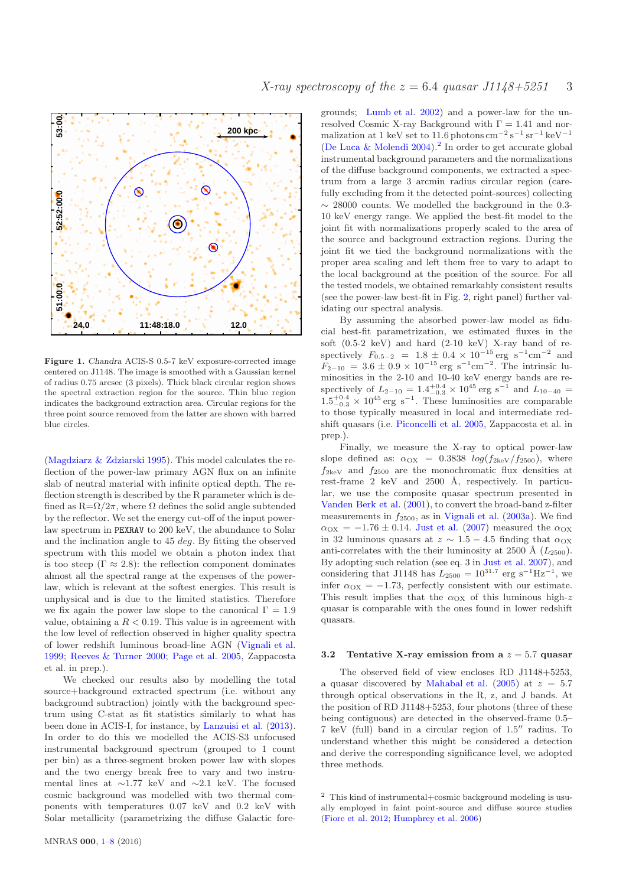**Figure 1.** *Chandra* ACIS-S 0.5-7 keV exposure-corrected image centered on J1148. The image is smoothed with a Gaussian kernel of radius 0.75 arcsec (3 pixels). Thick black circular region shows the spectral extraction region for the source. Thin blue region indicates the background extraction area. Circular regions for the three point source removed from the latter are shown with barred blue circles.

(Magdziarz & Zdziarski 1995). This model calculates the reflection of the power-law primary AGN flux on an infinite slab of neutral material with infinite optical depth. The reflection strength is described by the R parameter which is defined as R=$\Omega/2\pi$, where $\Omega$ defines the solid angle subtended by the reflector. We set the energy cut-off of the input power-law spectrum in PEXRAV to 200 keV, the abundance to Solar and the inclination angle to 45 *deg*. By fitting the observed spectrum with this model we obtain a photon index that is too steep ($\Gamma \approx 2.8$): the reflection component dominates almost all the spectral range at the expenses of the power-law, which is relevant at the softest energies. This result is unphysical and is due to the limited statistics. Therefore we fix again the power law slope to the canonical $\Gamma = 1.9$ value, obtaining a $R < 0.19$. This value is in agreement with the low level of reflection observed in higher quality spectra of lower redshift luminous broad-line AGN (Vignali et al. 1999; Reeves & Turner 2000; Page et al. 2005, Zappacosta et al. in prep.).

We checked our results also by modelling the total source+background extracted spectrum (i.e. without any background subtraction) jointly with the background spectrum using C-stat as fit statistics similarly to what has been done in ACIS-I, for instance, by Lanzuisi et al. (2013). In order to do this we modelled the ACIS-S3 unfocused instrumental background spectrum (grouped to 1 count per bin) as a three-segment broken power law with slopes and the two energy break free to vary and two instrumental lines at $\sim$1.77 keV and $\sim$2.1 keV. The focused cosmic background was modelled with two thermal components with temperatures 0.07 keV and 0.2 keV with Solar metallicity (parametrizing the diffuse Galactic foregrounds; Lumb et al. 2002) and a power-law for the unresolved Cosmic X-ray Background with $\Gamma = 1.41$ and normalization at 1 keV set to 11.6 photons cm$^{-2}$ s$^{-1}$ sr$^{-1}$ keV$^{-1}$ (De Luca & Molendi 2004).[2] In order to get accurate global instrumental background parameters and the normalizations of the diffuse background components, we extracted a spectrum from a large 3 arcmin radius circular region (carefully excluding from it the detected point-sources) collecting $\sim$ 28000 counts. We modelled the background in the 0.3-10 keV energy range. We applied the best-fit model to the joint fit with normalizations properly scaled to the area of the source and background extraction regions. During the joint fit we tied the background normalizations with the proper area scaling and left them free to vary to adapt to the local background at the position of the source. For all the tested models, we obtained remarkably consistent results (see the power-law best-fit in Fig. 2, right panel) further validating our spectral analysis.

By assuming the absorbed power-law model as fiducial best-fit parametrization, we estimated fluxes in the soft (0.5-2 keV) and hard (2-10 keV) X-ray band of respectively $F_{0.5-2} = 1.8 \pm 0.4 \times 10^{-15}$ erg s$^{-1}$cm$^{-2}$ and $F_{2-10} = 3.6 \pm 0.9 \times 10^{-15}$ erg s$^{-1}$cm$^{-2}$. The intrinsic luminosities in the 2-10 and 10-40 keV energy bands are respectively of $L_{2-10} = 1.4^{+0.4}_{-0.3} \times 10^{45}$ erg s$^{-1}$ and $L_{10-40} = 1.5^{+0.4}_{-0.3} \times 10^{45}$ erg s$^{-1}$. These luminosities are comparable to those typically measured in local and intermediate redshift quasars (i.e. Piconcelli et al. 2005, Zappacosta et al. in prep.).

Finally, we measure the X-ray to optical power-law slope defined as: $\alpha_{\rm OX} = 0.3838 \; log(f_{\rm 2keV}/f_{2500})$, where $f_{\rm 2keV}$ and $f_{2500}$ are the monochromatic flux densities at rest-frame 2 keV and 2500 Å, respectively. In particular, we use the composite quasar spectrum presented in Vanden Berk et al. (2001), to convert the broad-band z-filter measurements in $f_{2500}$, as in Vignali et al. (2003a). We find $\alpha_{\rm OX} = -1.76 \pm 0.14$. Just et al. (2007) measured the $\alpha_{\rm OX}$ in 32 luminous quasars at $z \sim 1.5-4.5$ finding that $\alpha_{\rm OX}$ anti-correlates with the their luminosity at 2500 Å ($L_{2500}$). By adopting such relation (see eq. 3 in Just et al. 2007), and considering that J1148 has $L_{2500} = 10^{31.7}$ erg s$^{-1}$Hz$^{-1}$, we infer $\alpha_{\rm OX} = -1.73$, perfectly consistent with our estimate. This result implies that the $\alpha_{\rm OX}$ of this luminous high-$z$ quasar is comparable with the ones found in lower redshift quasars.

### 3.2 Tentative X-ray emission from a $z = 5.7$ quasar

The observed field of view encloses RD J1148+5253, a quasar discovered by Mahabal et al. (2005) at $z = 5.7$ through optical observations in the R, z, and J bands. At the position of RD J1148+5253, four photons (three of these being contiguous) are detected in the observed-frame 0.5–7 keV (full) band in a circular region of 1.5″ radius. To understand whether this might be considered a detection and derive the corresponding significance level, we adopted three methods.

[2] This kind of instrumental+cosmic background modeling is usually employed in faint point-source and diffuse source studies (Fiore et al. 2012; Humphrey et al. 2006)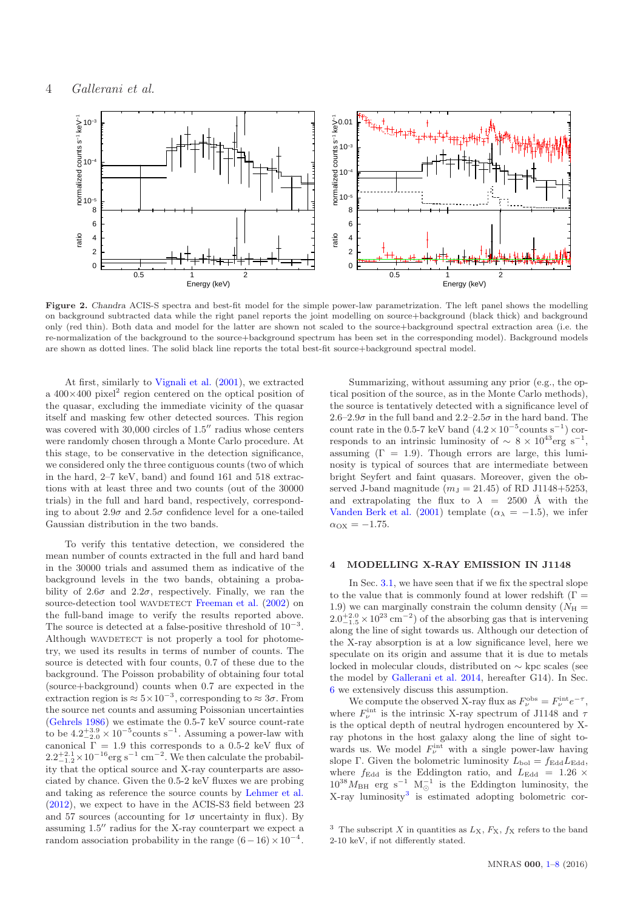**Figure 2.** *Chandra* ACIS-S spectra and best-fit model for the simple power-law parametrization. The left panel shows the modelling on background subtracted data while the right panel reports the joint modelling on source+background (black thick) and background only (red thin). Both data and model for the latter are shown not scaled to the source+background spectral extraction area (i.e. the re-normalization of the background to the source+background spectrum has been set in the corresponding model). Background models are shown as dotted lines. The solid black line reports the total best-fit source+background spectral model.

At first, similarly to Vignali et al. (2001), we extracted a 400×400 pixel$^2$ region centered on the optical position of the quasar, excluding the immediate vicinity of the quasar itself and masking few other detected sources. This region was covered with 30,000 circles of $1.5''$ radius whose centers were randomly chosen through a Monte Carlo procedure. At this stage, to be conservative in the detection significance, we considered only the three contiguous counts (two of which in the hard, 2–7 keV, band) and found 161 and 518 extractions with at least three and two counts (out of the 30000 trials) in the full and hard band, respectively, corresponding to about $2.9\sigma$ and $2.5\sigma$ confidence level for a one-tailed Gaussian distribution in the two bands.

To verify this tentative detection, we considered the mean number of counts extracted in the full and hard band in the 30000 trials and assumed them as indicative of the background levels in the two bands, obtaining a probability of $2.6\sigma$ and $2.2\sigma$, respectively. Finally, we ran the source-detection tool WAVDETECT Freeman et al. (2002) on the full-band image to verify the results reported above. The source is detected at a false-positive threshold of $10^{-3}$. Although WAVDETECT is not properly a tool for photometry, we used its results in terms of number of counts. The source is detected with four counts, 0.7 of these due to the background. The Poisson probability of obtaining four total (source+background) counts when 0.7 are expected in the extraction region is $\approx 5\times10^{-3}$, corresponding to $\approx 3\sigma$. From the source net counts and assuming Poissonian uncertainties (Gehrels 1986) we estimate the 0.5-7 keV source count-rate to be $4.2^{+3.9}_{-2.0}\times10^{-5}$counts s$^{-1}$. Assuming a power-law with canonical $\Gamma = 1.9$ this corresponds to a 0.5-2 keV flux of $2.2^{+2.1}_{-1.2}\times10^{-16}$erg s$^{-1}$ cm$^{-2}$. We then calculate the probability that the optical source and X-ray counterparts are associated by chance. Given the 0.5-2 keV fluxes we are probing and taking as reference the source counts by Lehmer et al. (2012), we expect to have in the ACIS-S3 field between 23 and 57 sources (accounting for $1\sigma$ uncertainty in flux). By assuming $1.5''$ radius for the X-ray counterpart we expect a random association probability in the range $(6-16)\times10^{-4}$.

Summarizing, without assuming any prior (e.g., the optical position of the source, as in the Monte Carlo methods), the source is tentatively detected with a significance level of 2.6–$2.9\sigma$ in the full band and 2.2–$2.5\sigma$ in the hard band. The count rate in the 0.5-7 keV band ($4.2\times10^{-5}$counts s$^{-1}$) corresponds to an intrinsic luminosity of $\sim 8\times10^{43}$erg s$^{-1}$, assuming ($\Gamma = 1.9$). Though errors are large, this luminosity is typical of sources that are intermediate between bright Seyfert and faint quasars. Moreover, given the observed J-band magnitude ($m_{\rm J} = 21.45$) of RD J1148+5253, and extrapolating the flux to $\lambda = 2500$ Å with the Vanden Berk et al. (2001) template ($\alpha_\lambda = -1.5$), we infer $\alpha_{\rm OX} = -1.75$.

## 4 MODELLING X-RAY EMISSION IN J1148

In Sec. 3.1, we have seen that if we fix the spectral slope to the value that is commonly found at lower redshift ($\Gamma = 1.9$) we can marginally constrain the column density ($N_{\rm H} = 2.0^{+2.0}_{-1.5}\times10^{23}$ cm$^{-2}$) of the absorbing gas that is intervening along the line of sight towards us. Although our detection of the X-ray absorption is at a low significance level, here we speculate on its origin and assume that it is due to metals locked in molecular clouds, distributed on $\sim$ kpc scales (see the model by Gallerani et al. 2014, hereafter G14). In Sec. 6 we extensively discuss this assumption.

We compute the observed X-ray flux as $F_\nu^{\rm obs} = F_\nu^{\rm int}e^{-\tau}$, where $F_\nu^{\rm int}$ is the intrinsic X-ray spectrum of J1148 and $\tau$ is the optical depth of neutral hydrogen encountered by X-ray photons in the host galaxy along the line of sight towards us. We model $F_\nu^{\rm int}$ with a single power-law having slope $\Gamma$. Given the bolometric luminosity $L_{\rm bol} = f_{\rm Edd}L_{\rm Edd}$, where $f_{\rm Edd}$ is the Eddington ratio, and $L_{\rm Edd} = 1.26\times10^{38}M_{\rm BH}$ erg s$^{-1}$ M$_\odot^{-1}$ is the Eddington luminosity, the X-ray luminosity[3] is estimated adopting bolometric cor-

[3] The subscript $X$ in quantities as $L_{\rm X}$, $F_{\rm X}$, $f_{\rm X}$ refers to the band 2-10 keV, if not differently stated.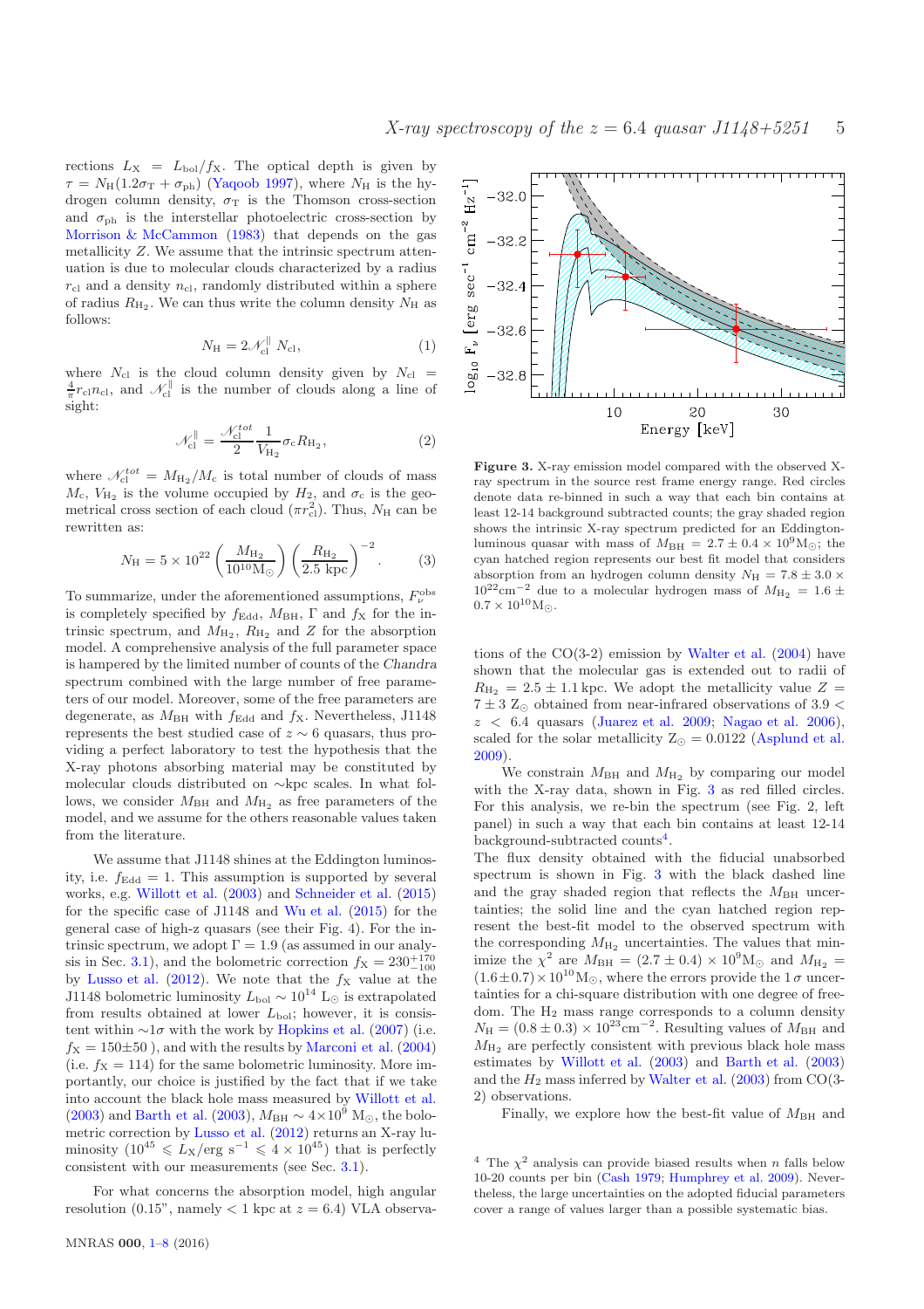rections $L_X = L_{bol}/f_X$. The optical depth is given by $\tau = N_H(1.2\sigma_T + \sigma_{ph})$ (Yaqoob 1997), where $N_H$ is the hydrogen column density, $\sigma_T$ is the Thomson cross-section and $\sigma_{ph}$ is the interstellar photoelectric cross-section by Morrison & McCammon (1983) that depends on the gas metallicity $Z$. We assume that the intrinsic spectrum attenuation is due to molecular clouds characterized by a radius $r_{cl}$ and a density $n_{cl}$, randomly distributed within a sphere of radius $R_{H_2}$. We can thus write the column density $N_H$ as follows:

$$N_H = 2\mathcal{N}_{cl}^{\parallel}\, N_{cl}, \tag{1}$$

where $N_{cl}$ is the cloud column density given by $N_{cl} = \frac{4}{\pi} r_{cl} n_{cl}$, and $\mathcal{N}_{cl}^{\parallel}$ is the number of clouds along a line of sight:

$$\mathcal{N}_{cl}^{\parallel} = \frac{\mathcal{N}_{cl}^{tot}}{2} \frac{1}{V_{H_2}} \sigma_c R_{H_2}, \tag{2}$$

where $\mathcal{N}_{cl}^{tot} = M_{H_2}/M_c$ is total number of clouds of mass $M_c$, $V_{H_2}$ is the volume occupied by $H_2$, and $\sigma_c$ is the geometrical cross section of each cloud ($\pi r_{cl}^2$). Thus, $N_H$ can be rewritten as:

$$N_H = 5 \times 10^{22} \left(\frac{M_{H_2}}{10^{10} M_\odot}\right) \left(\frac{R_{H_2}}{2.5 \text{ kpc}}\right)^{-2}. \tag{3}$$

To summarize, under the aforementioned assumptions, $F_\nu^{obs}$ is completely specified by $f_{Edd}$, $M_{BH}$, $\Gamma$ and $f_X$ for the intrinsic spectrum, and $M_{H_2}$, $R_{H_2}$ and $Z$ for the absorption model. A comprehensive analysis of the full parameter space is hampered by the limited number of counts of the *Chandra* spectrum combined with the large number of free parameters of our model. Moreover, some of the free parameters are degenerate, as $M_{BH}$ with $f_{Edd}$ and $f_X$. Nevertheless, J1148 represents the best studied case of $z \sim 6$ quasars, thus providing a perfect laboratory to test the hypothesis that the X-ray photons absorbing material may be constituted by molecular clouds distributed on ∼kpc scales. In what follows, we consider $M_{BH}$ and $M_{H_2}$ as free parameters of the model, and we assume for the others reasonable values taken from the literature.

We assume that J1148 shines at the Eddington luminosity, i.e. $f_{Edd} = 1$. This assumption is supported by several works, e.g. Willott et al. (2003) and Schneider et al. (2015) for the specific case of J1148 and Wu et al. (2015) for the general case of high-z quasars (see their Fig. 4). For the intrinsic spectrum, we adopt $\Gamma = 1.9$ (as assumed in our analysis in Sec. 3.1), and the bolometric correction $f_X = 230^{+170}_{-100}$ by Lusso et al. (2012). We note that the $f_X$ value at the J1148 bolometric luminosity $L_{bol} \sim 10^{14}$ L$_\odot$ is extrapolated from results obtained at lower $L_{bol}$; however, it is consistent within ∼1σ with the work by Hopkins et al. (2007) (i.e. $f_X = 150 \pm 50$ ), and with the results by Marconi et al. (2004) (i.e. $f_X = 114$) for the same bolometric luminosity. More importantly, our choice is justified by the fact that if we take into account the black hole mass measured by Willott et al. (2003) and Barth et al. (2003), $M_{BH} \sim 4 \times 10^9$ M$_\odot$, the bolometric correction by Lusso et al. (2012) returns an X-ray luminosity ($10^{45} \leqslant L_X/\text{erg s}^{-1} \leqslant 4 \times 10^{45}$) that is perfectly consistent with our measurements (see Sec. 3.1).

For what concerns the absorption model, high angular resolution (0.15", namely < 1 kpc at $z = 6.4$) VLA observations of the CO(3-2) emission by Walter et al. (2004) have shown that the molecular gas is extended out to radii of $R_{H_2} = 2.5 \pm 1.1$ kpc. We adopt the metallicity value $Z = 7 \pm 3$ Z$_\odot$ obtained from near-infrared observations of $3.9 < z < 6.4$ quasars (Juarez et al. 2009; Nagao et al. 2006), scaled for the solar metallicity Z$_\odot$ = 0.0122 (Asplund et al. 2009).

**Figure 3.** X-ray emission model compared with the observed X-ray spectrum in the source rest frame energy range. Red circles denote data re-binned in such a way that each bin contains at least 12-14 background subtracted counts; the gray shaded region shows the intrinsic X-ray spectrum predicted for an Eddington-luminous quasar with mass of $M_{BH} = 2.7 \pm 0.4 \times 10^9$M$_\odot$; the cyan hatched region represents our best fit model that considers absorption from an hydrogen column density $N_H = 7.8 \pm 3.0 \times 10^{22}$cm$^{-2}$ due to a molecular hydrogen mass of $M_{H_2} = 1.6 \pm 0.7 \times 10^{10}$M$_\odot$.

We constrain $M_{BH}$ and $M_{H_2}$ by comparing our model with the X-ray data, shown in Fig. 3 as red filled circles. For this analysis, we re-bin the spectrum (see Fig. 2, left panel) in such a way that each bin contains at least 12-14 background-subtracted counts[4].
The flux density obtained with the fiducial unabsorbed spectrum is shown in Fig. 3 with the black dashed line and the gray shaded region that reflects the $M_{BH}$ uncertainties; the solid line and the cyan hatched region represent the best-fit model to the observed spectrum with the corresponding $M_{H_2}$ uncertainties. The values that minimize the $\chi^2$ are $M_{BH} = (2.7 \pm 0.4) \times 10^9$M$_\odot$ and $M_{H_2} = (1.6 \pm 0.7) \times 10^{10}$M$_\odot$, where the errors provide the 1σ uncertainties for a chi-square distribution with one degree of freedom. The $H_2$ mass range corresponds to a column density $N_H = (0.8 \pm 0.3) \times 10^{23}$cm$^{-2}$. Resulting values of $M_{BH}$ and $M_{H_2}$ are perfectly consistent with previous black hole mass estimates by Willott et al. (2003) and Barth et al. (2003) and the $H_2$ mass inferred by Walter et al. (2003) from CO(3-2) observations.

Finally, we explore how the best-fit value of $M_{BH}$ and

[4] The $\chi^2$ analysis can provide biased results when $n$ falls below 10-20 counts per bin (Cash 1979; Humphrey et al. 2009). Nevertheless, the large uncertainties on the adopted fiducial parameters cover a range of values larger than a possible systematic bias.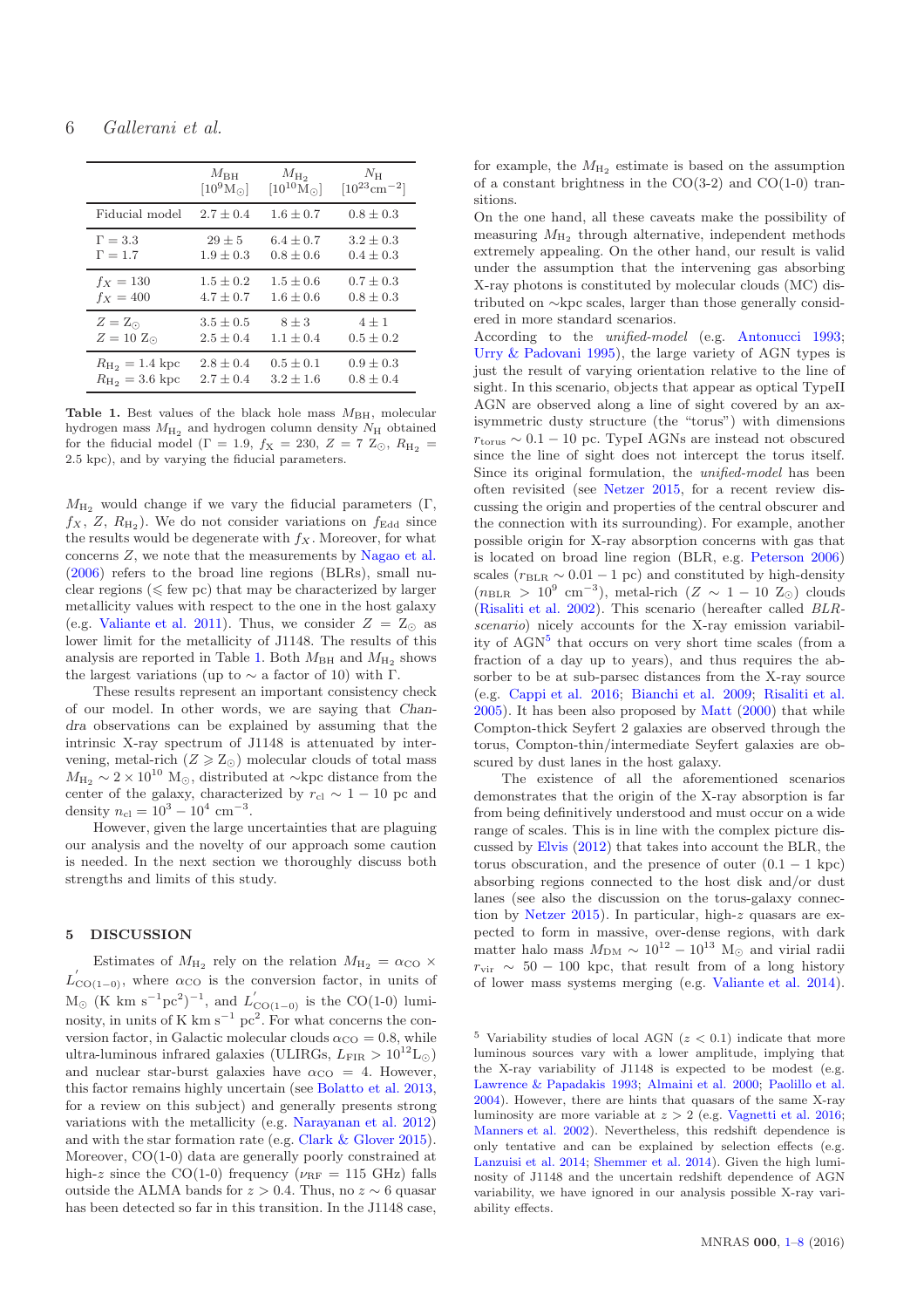|  | $M_{\rm BH}$ [$10^9$M$_\odot$] | $M_{\rm H_2}$ [$10^{10}$M$_\odot$] | $N_{\rm H}$ [$10^{23}$cm$^{-2}$] |
|---|---|---|---|
| Fiducial model | $2.7 \pm 0.4$ | $1.6 \pm 0.7$ | $0.8 \pm 0.3$ |
| $\Gamma = 3.3$ | $29 \pm 5$ | $6.4 \pm 0.7$ | $3.2 \pm 0.3$ |
| $\Gamma = 1.7$ | $1.9 \pm 0.3$ | $0.8 \pm 0.6$ | $0.4 \pm 0.3$ |
| $f_X = 130$ | $1.5 \pm 0.2$ | $1.5 \pm 0.6$ | $0.7 \pm 0.3$ |
| $f_X = 400$ | $4.7 \pm 0.7$ | $1.6 \pm 0.6$ | $0.8 \pm 0.3$ |
| $Z = $ Z$_\odot$ | $3.5 \pm 0.5$ | $8 \pm 3$ | $4 \pm 1$ |
| $Z = 10$ Z$_\odot$ | $2.5 \pm 0.4$ | $1.1 \pm 0.4$ | $0.5 \pm 0.2$ |
| $R_{\rm H_2} = 1.4$ kpc | $2.8 \pm 0.4$ | $0.5 \pm 0.1$ | $0.9 \pm 0.3$ |
| $R_{\rm H_2} = 3.6$ kpc | $2.7 \pm 0.4$ | $3.2 \pm 1.6$ | $0.8 \pm 0.4$ |

**Table 1.** Best values of the black hole mass $M_{\rm BH}$, molecular hydrogen mass $M_{\rm H_2}$ and hydrogen column density $N_{\rm H}$ obtained for the fiducial model ($\Gamma = 1.9$, $f_{\rm X} = 230$, $Z = 7$ Z$_\odot$, $R_{\rm H_2} =$ 2.5 kpc), and by varying the fiducial parameters.

$M_{\rm H_2}$ would change if we vary the fiducial parameters ($\Gamma$, $f_X$, $Z$, $R_{\rm H_2}$). We do not consider variations on $f_{\rm Edd}$ since the results would be degenerate with $f_X$. Moreover, for what concerns $Z$, we note that the measurements by Nagao et al. (2006) refers to the broad line regions (BLRs), small nuclear regions ($\leqslant$ few pc) that may be characterized by larger metallicity values with respect to the one in the host galaxy (e.g. Valiante et al. 2011). Thus, we consider $Z =$ Z$_\odot$ as lower limit for the metallicity of J1148. The results of this analysis are reported in Table 1. Both $M_{\rm BH}$ and $M_{\rm H_2}$ shows the largest variations (up to $\sim$ a factor of 10) with $\Gamma$.

These results represent an important consistency check of our model. In other words, we are saying that *Chandra* observations can be explained by assuming that the intrinsic X-ray spectrum of J1148 is attenuated by intervening, metal-rich ($Z \geqslant$ Z$_\odot$) molecular clouds of total mass $M_{\rm H_2} \sim 2 \times 10^{10}$ M$_\odot$, distributed at $\sim$kpc distance from the center of the galaxy, characterized by $r_{\rm cl} \sim 1 - 10$ pc and density $n_{\rm cl} = 10^3 - 10^4$ cm$^{-3}$.

However, given the large uncertainties that are plaguing our analysis and the novelty of our approach some caution is needed. In the next section we thoroughly discuss both strengths and limits of this study.

## 5 DISCUSSION

Estimates of $M_{\rm H_2}$ rely on the relation $M_{\rm H_2} = \alpha_{\rm CO} \times L^{'}_{\rm CO(1-0)}$, where $\alpha_{\rm CO}$ is the conversion factor, in units of M$_\odot$ (K km s$^{-1}$pc$^2$)$^{-1}$, and $L^{'}_{\rm CO(1-0)}$ is the CO(1-0) luminosity, in units of K km s$^{-1}$ pc$^2$. For what concerns the conversion factor, in Galactic molecular clouds $\alpha_{\rm CO} = 0.8$, while ultra-luminous infrared galaxies (ULIRGs, $L_{\rm FIR} > 10^{12}$L$_\odot$) and nuclear star-burst galaxies have $\alpha_{\rm CO} = 4$. However, this factor remains highly uncertain (see Bolatto et al. 2013, for a review on this subject) and generally presents strong variations with the metallicity (e.g. Narayanan et al. 2012) and with the star formation rate (e.g. Clark & Glover 2015). Moreover, CO(1-0) data are generally poorly constrained at high-$z$ since the CO(1-0) frequency ($\nu_{\rm RF} = 115$ GHz) falls outside the ALMA bands for $z > 0.4$. Thus, no $z \sim 6$ quasar has been detected so far in this transition. In the J1148 case, for example, the $M_{\rm H_2}$ estimate is based on the assumption of a constant brightness in the CO(3-2) and CO(1-0) transitions.

On the one hand, all these caveats make the possibility of measuring $M_{\rm H_2}$ through alternative, independent methods extremely appealing. On the other hand, our result is valid under the assumption that the intervening gas absorbing X-ray photons is constituted by molecular clouds (MC) distributed on $\sim$kpc scales, larger than those generally considered in more standard scenarios.

According to the *unified-model* (e.g. Antonucci 1993; Urry & Padovani 1995), the large variety of AGN types is just the result of varying orientation relative to the line of sight. In this scenario, objects that appear as optical TypeII AGN are observed along a line of sight covered by an axisymmetric dusty structure (the "torus") with dimensions $r_{\rm torus} \sim 0.1 - 10$ pc. TypeI AGNs are instead not obscured since the line of sight does not intercept the torus itself. Since its original formulation, the *unified-model* has been often revisited (see Netzer 2015, for a recent review discussing the origin and properties of the central obscurer and the connection with its surrounding). For example, another possible origin for X-ray absorption concerns with gas that is located on broad line region (BLR, e.g. Peterson 2006) scales ($r_{\rm BLR} \sim 0.01 - 1$ pc) and constituted by high-density ($n_{\rm BLR} > 10^9$ cm$^{-3}$), metal-rich ($Z \sim 1 - 10$ Z$_\odot$) clouds (Risaliti et al. 2002). This scenario (hereafter called *BLR-scenario*) nicely accounts for the X-ray emission variability of AGN[5] that occurs on very short time scales (from a fraction of a day up to years), and thus requires the absorber to be at sub-parsec distances from the X-ray source (e.g. Cappi et al. 2016; Bianchi et al. 2009; Risaliti et al. 2005). It has been also proposed by Matt (2000) that while Compton-thick Seyfert 2 galaxies are observed through the torus, Compton-thin/intermediate Seyfert galaxies are obscured by dust lanes in the host galaxy.

The existence of all the aforementioned scenarios demonstrates that the origin of the X-ray absorption is far from being definitively understood and must occur on a wide range of scales. This is in line with the complex picture discussed by Elvis (2012) that takes into account the BLR, the torus obscuration, and the presence of outer ($0.1 - 1$ kpc) absorbing regions connected to the host disk and/or dust lanes (see also the discussion on the torus-galaxy connection by Netzer 2015). In particular, high-$z$ quasars are expected to form in massive, over-dense regions, with dark matter halo mass $M_{\rm DM} \sim 10^{12} - 10^{13}$ M$_\odot$ and virial radii $r_{\rm vir} \sim 50 - 100$ kpc, that result from of a long history of lower mass systems merging (e.g. Valiante et al. 2014).

[5] Variability studies of local AGN ($z < 0.1$) indicate that more luminous sources vary with a lower amplitude, implying that the X-ray variability of J1148 is expected to be modest (e.g. Lawrence & Papadakis 1993; Almaini et al. 2000; Paolillo et al. 2004). However, there are hints that quasars of the same X-ray luminosity are more variable at $z > 2$ (e.g. Vagnetti et al. 2016; Manners et al. 2002). Nevertheless, this redshift dependence is only tentative and can be explained by selection effects (e.g. Lanzuisi et al. 2014; Shemmer et al. 2014). Given the high luminosity of J1148 and the uncertain redshift dependence of AGN variability, we have ignored in our analysis possible X-ray variability effects.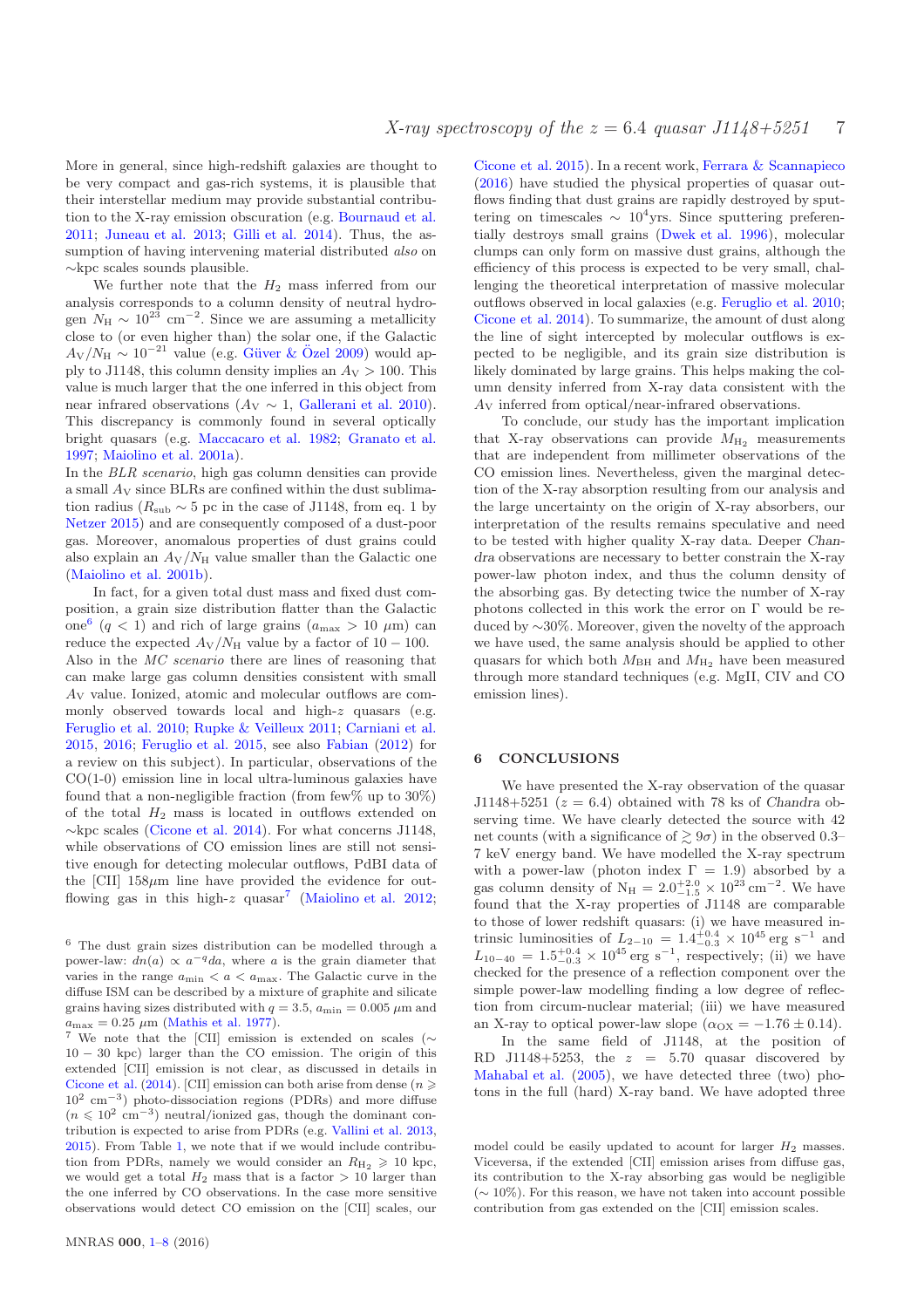More in general, since high-redshift galaxies are thought to be very compact and gas-rich systems, it is plausible that their interstellar medium may provide substantial contribution to the X-ray emission obscuration (e.g. Bournaud et al. 2011; Juneau et al. 2013; Gilli et al. 2014). Thus, the assumption of having intervening material distributed *also* on ∼kpc scales sounds plausible.

We further note that the $H_2$ mass inferred from our analysis corresponds to a column density of neutral hydrogen $N_{\rm H} \sim 10^{23}$ cm$^{-2}$. Since we are assuming a metallicity close to (or even higher than) the solar one, if the Galactic $A_{\rm V}/N_{\rm H} \sim 10^{-21}$ value (e.g. Güver & Özel 2009) would apply to J1148, this column density implies an $A_{\rm V} > 100$. This value is much larger that the one inferred in this object from near infrared observations ($A_{\rm V} \sim 1$, Gallerani et al. 2010). This discrepancy is commonly found in several optically bright quasars (e.g. Maccacaro et al. 1982; Granato et al. 1997; Maiolino et al. 2001a).

In the *BLR scenario*, high gas column densities can provide a small $A_{\rm V}$ since BLRs are confined within the dust sublimation radius ($R_{\rm sub} \sim 5$ pc in the case of J1148, from eq. 1 by Netzer 2015) and are consequently composed of a dust-poor gas. Moreover, anomalous properties of dust grains could also explain an $A_{\rm V}/N_{\rm H}$ value smaller than the Galactic one (Maiolino et al. 2001b).

In fact, for a given total dust mass and fixed dust composition, a grain size distribution flatter than the Galactic one[6] ($q < 1$) and rich of large grains ($a_{\rm max} > 10$ $\mu$m) can reduce the expected $A_{\rm V}/N_{\rm H}$ value by a factor of $10-100$.

Also in the *MC scenario* there are lines of reasoning that can make large gas column densities consistent with small $A_{\rm V}$ value. Ionized, atomic and molecular outflows are commonly observed towards local and high-$z$ quasars (e.g. Feruglio et al. 2010; Rupke & Veilleux 2011; Carniani et al. 2015, 2016; Feruglio et al. 2015, see also Fabian (2012) for a review on this subject). In particular, observations of the CO(1-0) emission line in local ultra-luminous galaxies have found that a non-negligible fraction (from few% up to 30%) of the total $H_2$ mass is located in outflows extended on ∼kpc scales (Cicone et al. 2014). For what concerns J1148, while observations of CO emission lines are still not sensitive enough for detecting molecular outflows, PdBI data of the [CII] 158$\mu$m line have provided the evidence for outflowing gas in this high-$z$ quasar[7] (Maiolino et al. 2012; Cicone et al. 2015). In a recent work, Ferrara & Scannapieco (2016) have studied the physical properties of quasar outflows finding that dust grains are rapidly destroyed by sputtering on timescales $\sim 10^4$yrs. Since sputtering preferentially destroys small grains (Dwek et al. 1996), molecular clumps can only form on massive dust grains, although the efficiency of this process is expected to be very small, challenging the theoretical interpretation of massive molecular outflows observed in local galaxies (e.g. Feruglio et al. 2010; Cicone et al. 2014). To summarize, the amount of dust along the line of sight intercepted by molecular outflows is expected to be negligible, and its grain size distribution is likely dominated by large grains. This helps making the column density inferred from X-ray data consistent with the $A_{\rm V}$ inferred from optical/near-infrared observations.

To conclude, our study has the important implication that X-ray observations can provide $M_{\rm H_2}$ measurements that are independent from millimeter observations of the CO emission lines. Nevertheless, given the marginal detection of the X-ray absorption resulting from our analysis and the large uncertainty on the origin of X-ray absorbers, our interpretation of the results remains speculative and need to be tested with higher quality X-ray data. Deeper *Chandra* observations are necessary to better constrain the X-ray power-law photon index, and thus the column density of the absorbing gas. By detecting twice the number of X-ray photons collected in this work the error on Γ would be reduced by ∼30%. Moreover, given the novelty of the approach we have used, the same analysis should be applied to other quasars for which both $M_{\rm BH}$ and $M_{\rm H_2}$ have been measured through more standard techniques (e.g. MgII, CIV and CO emission lines).

## 6 CONCLUSIONS

We have presented the X-ray observation of the quasar J1148+5251 ($z = 6.4$) obtained with 78 ks of *Chandra* observing time. We have clearly detected the source with 42 net counts (with a significance of $\gtrsim 9\sigma$) in the observed 0.3–7 keV energy band. We have modelled the X-ray spectrum with a power-law (photon index $\Gamma = 1.9$) absorbed by a gas column density of $\rm N_H = 2.0^{+2.0}_{-1.5} \times 10^{23}\,cm^{-2}$. We have found that the X-ray properties of J1148 are comparable to those of lower redshift quasars: (i) we have measured intrinsic luminosities of $L_{2-10} = 1.4^{+0.4}_{-0.3} \times 10^{45}$ erg s$^{-1}$ and $L_{10-40} = 1.5^{+0.4}_{-0.3} \times 10^{45}$ erg s$^{-1}$, respectively; (ii) we have checked for the presence of a reflection component over the simple power-law modelling finding a low degree of reflection from circum-nuclear material; (iii) we have measured an X-ray to optical power-law slope ($\alpha_{\rm OX} = -1.76 \pm 0.14$).

In the same field of J1148, at the position of RD J1148+5253, the $z = 5.70$ quasar discovered by Mahabal et al. (2005), we have detected three (two) photons in the full (hard) X-ray band. We have adopted three

[6] The dust grain sizes distribution can be modelled through a power-law: $dn(a) \propto a^{-q}da$, where $a$ is the grain diameter that varies in the range $a_{\rm min} < a < a_{\rm max}$. The Galactic curve in the diffuse ISM can be described by a mixture of graphite and silicate grains having sizes distributed with $q = 3.5$, $a_{\rm min} = 0.005$ $\mu$m and $a_{\rm max} = 0.25$ $\mu$m (Mathis et al. 1977).

[7] We note that the [CII] emission is extended on scales ($\sim 10-30$ kpc) larger than the CO emission. The origin of this extended [CII] emission is not clear, as discussed in details in Cicone et al. (2014). [CII] emission can both arise from dense ($n \geqslant 10^2$ cm$^{-3}$) photo-dissociation regions (PDRs) and more diffuse ($n \leqslant 10^2$ cm$^{-3}$) neutral/ionized gas, though the dominant contribution is expected to arise from PDRs (e.g. Vallini et al. 2013, 2015). From Table 1, we note that if we would include contribution from PDRs, namely we would consider an $R_{\rm H_2} \geqslant 10$ kpc, we would get a total $H_2$ mass that is a factor $> 10$ larger than the one inferred by CO observations. In the case more sensitive observations would detect CO emission on the [CII] scales, our model could be easily updated to acount for larger $H_2$ masses. Viceversa, if the extended [CII] emission arises from diffuse gas, its contribution to the X-ray absorbing gas would be negligible (∼ 10%). For this reason, we have not taken into account possible contribution from gas extended on the [CII] emission scales.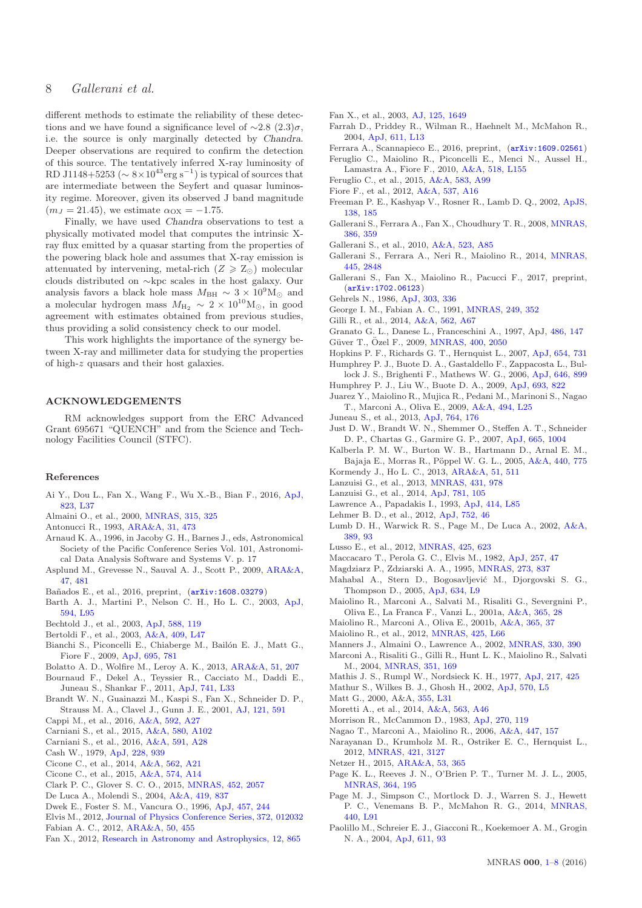different methods to estimate the reliability of these detections and we have found a significance level of $\sim$2.8 (2.3)$\sigma$, i.e. the source is only marginally detected by *Chandra*. Deeper observations are required to confirm the detection of this source. The tentatively inferred X-ray luminosity of RD J1148+5253 ($\sim 8\times10^{43}$erg s$^{-1}$) is typical of sources that are intermediate between the Seyfert and quasar luminosity regime. Moreover, given its observed J band magnitude ($m_J = 21.45$), we estimate $\alpha_{\rm OX} = -1.75$.

Finally, we have used *Chandra* observations to test a physically motivated model that computes the intrinsic X-ray flux emitted by a quasar starting from the properties of the powering black hole and assumes that X-ray emission is attenuated by intervening, metal-rich ($Z \geqslant Z_\odot$) molecular clouds distributed on $\sim$kpc scales in the host galaxy. Our analysis favors a black hole mass $M_{\rm BH} \sim 3 \times 10^9 {\rm M}_\odot$ and a molecular hydrogen mass $M_{\rm H_2} \sim 2 \times 10^{10} {\rm M}_\odot$, in good agreement with estimates obtained from previous studies, thus providing a solid consistency check to our model.

This work highlights the importance of the synergy between X-ray and millimeter data for studying the properties of high-$z$ quasars and their host galaxies.

## ACKNOWLEDGEMENTS

RM acknowledges support from the ERC Advanced Grant 695671 "QUENCH" and from the Science and Technology Facilities Council (STFC).

## References

Ai Y., Dou L., Fan X., Wang F., Wu X.-B., Bian F., 2016, ApJ, 823, L37
Almaini O., et al., 2000, MNRAS, 315, 325
Antonucci R., 1993, ARA&A, 31, 473
Arnaud K. A., 1996, in Jacoby G. H., Barnes J., eds, Astronomical Society of the Pacific Conference Series Vol. 101, Astronomical Data Analysis Software and Systems V. p. 17
Asplund M., Grevesse N., Sauval A. J., Scott P., 2009, ARA&A, 47, 481
Bañados E., et al., 2016, preprint, (arXiv:1608.03279)
Barth A. J., Martini P., Nelson C. H., Ho L. C., 2003, ApJ, 594, L95
Bechtold J., et al., 2003, ApJ, 588, 119
Bertoldi F., et al., 2003, A&A, 409, L47
Bianchi S., Piconcelli E., Chiaberge M., Bailón E. J., Matt G., Fiore F., 2009, ApJ, 695, 781
Bolatto A. D., Wolfire M., Leroy A. K., 2013, ARA&A, 51, 207
Bournaud F., Dekel A., Teyssier R., Cacciato M., Daddi E., Juneau S., Shankar F., 2011, ApJ, 741, L33
Brandt W. N., Guainazzi M., Kaspi S., Fan X., Schneider D. P., Strauss M. A., Clavel J., Gunn J. E., 2001, AJ, 121, 591
Cappi M., et al., 2016, A&A, 592, A27
Carniani S., et al., 2015, A&A, 580, A102
Carniani S., et al., 2016, A&A, 591, A28
Cash W., 1979, ApJ, 228, 939
Cicone C., et al., 2014, A&A, 562, A21
Cicone C., et al., 2015, A&A, 574, A14
Clark P. C., Glover S. C. O., 2015, MNRAS, 452, 2057
De Luca A., Molendi S., 2004, A&A, 419, 837
Dwek E., Foster S. M., Vancura O., 1996, ApJ, 457, 244
Elvis M., 2012, Journal of Physics Conference Series, 372, 012032
Fabian A. C., 2012, ARA&A, 50, 455
Fan X., 2012, Research in Astronomy and Astrophysics, 12, 865
Fan X., et al., 2003, AJ, 125, 1649
Farrah D., Priddey R., Wilman R., Haehnelt M., McMahon R., 2004, ApJ, 611, L13
Ferrara A., Scannapieco E., 2016, preprint, (arXiv:1609.02561)
Feruglio C., Maiolino R., Piconcelli E., Menci N., Aussel H., Lamastra A., Fiore F., 2010, A&A, 518, L155
Feruglio C., et al., 2015, A&A, 583, A99
Fiore F., et al., 2012, A&A, 537, A16
Freeman P. E., Kashyap V., Rosner R., Lamb D. Q., 2002, ApJS, 138, 185
Gallerani S., Ferrara A., Fan X., Choudhury T. R., 2008, MNRAS, 386, 359
Gallerani S., et al., 2010, A&A, 523, A85
Gallerani S., Ferrara A., Neri R., Maiolino R., 2014, MNRAS, 445, 2848
Gallerani S., Fan X., Maiolino R., Pacucci F., 2017, preprint, (arXiv:1702.06123)
Gehrels N., 1986, ApJ, 303, 336
George I. M., Fabian A. C., 1991, MNRAS, 249, 352
Gilli R., et al., 2014, A&A, 562, A67
Granato G. L., Danese L., Franceschini A., 1997, ApJ, 486, 147
Güver T., Özel F., 2009, MNRAS, 400, 2050
Hopkins P. F., Richards G. T., Hernquist L., 2007, ApJ, 654, 731
Humphrey P. J., Buote D. A., Gastaldello F., Zappacosta L., Bullock J. S., Brighenti F., Mathews W. G., 2006, ApJ, 646, 899
Humphrey P. J., Liu W., Buote D. A., 2009, ApJ, 693, 822
Juarez Y., Maiolino R., Mujica R., Pedani M., Marinoni S., Nagao T., Marconi A., Oliva E., 2009, A&A, 494, L25
Juneau S., et al., 2013, ApJ, 764, 176
Just D. W., Brandt W. N., Shemmer O., Steffen A. T., Schneider D. P., Chartas G., Garmire G. P., 2007, ApJ, 665, 1004
Kalberla P. M. W., Burton W. B., Hartmann D., Arnal E. M., Bajaja E., Morras R., Pöppel W. G. L., 2005, A&A, 440, 775
Kormendy J., Ho L. C., 2013, ARA&A, 51, 511
Lanzuisi G., et al., 2013, MNRAS, 431, 978
Lanzuisi G., et al., 2014, ApJ, 781, 105
Lawrence A., Papadakis I., 1993, ApJ, 414, L85
Lehmer B. D., et al., 2012, ApJ, 752, 46
Lumb D. H., Warwick R. S., Page M., De Luca A., 2002, A&A, 389, 93
Lusso E., et al., 2012, MNRAS, 425, 623
Maccacaro T., Perola G. C., Elvis M., 1982, ApJ, 257, 47
Magdziarz P., Zdziarski A. A., 1995, MNRAS, 273, 837
Mahabal A., Stern D., Bogosavljević M., Djorgovski S. G., Thompson D., 2005, ApJ, 634, L9
Maiolino R., Marconi A., Salvati M., Risaliti G., Severgnini P., Oliva E., La Franca F., Vanzi L., 2001a, A&A, 365, 28
Maiolino R., Marconi A., Oliva E., 2001b, A&A, 365, 37
Maiolino R., et al., 2012, MNRAS, 425, L66
Manners J., Almaini O., Lawrence A., 2002, MNRAS, 330, 390
Marconi A., Risaliti G., Gilli R., Hunt L. K., Maiolino R., Salvati M., 2004, MNRAS, 351, 169
Mathis J. S., Rumpl W., Nordsieck K. H., 1977, ApJ, 217, 425
Mathur S., Wilkes B. J., Ghosh H., 2002, ApJ, 570, L5
Matt G., 2000, A&A, 355, L31
Moretti A., et al., 2014, A&A, 563, A46
Morrison R., McCammon D., 1983, ApJ, 270, 119
Nagao T., Marconi A., Maiolino R., 2006, A&A, 447, 157
Narayanan D., Krumholz M. R., Ostriker E. C., Hernquist L., 2012, MNRAS, 421, 3127
Netzer H., 2015, ARA&A, 53, 365
Page K. L., Reeves J. N., O'Brien P. T., Turner M. J. L., 2005, MNRAS, 364, 195
Page M. J., Simpson C., Mortlock D. J., Warren S. J., Hewett P. C., Venemans B. P., McMahon R. G., 2014, MNRAS, 440, L91
Paolillo M., Schreier E. J., Giacconi R., Koekemoer A. M., Grogin N. A., 2004, ApJ, 611, 93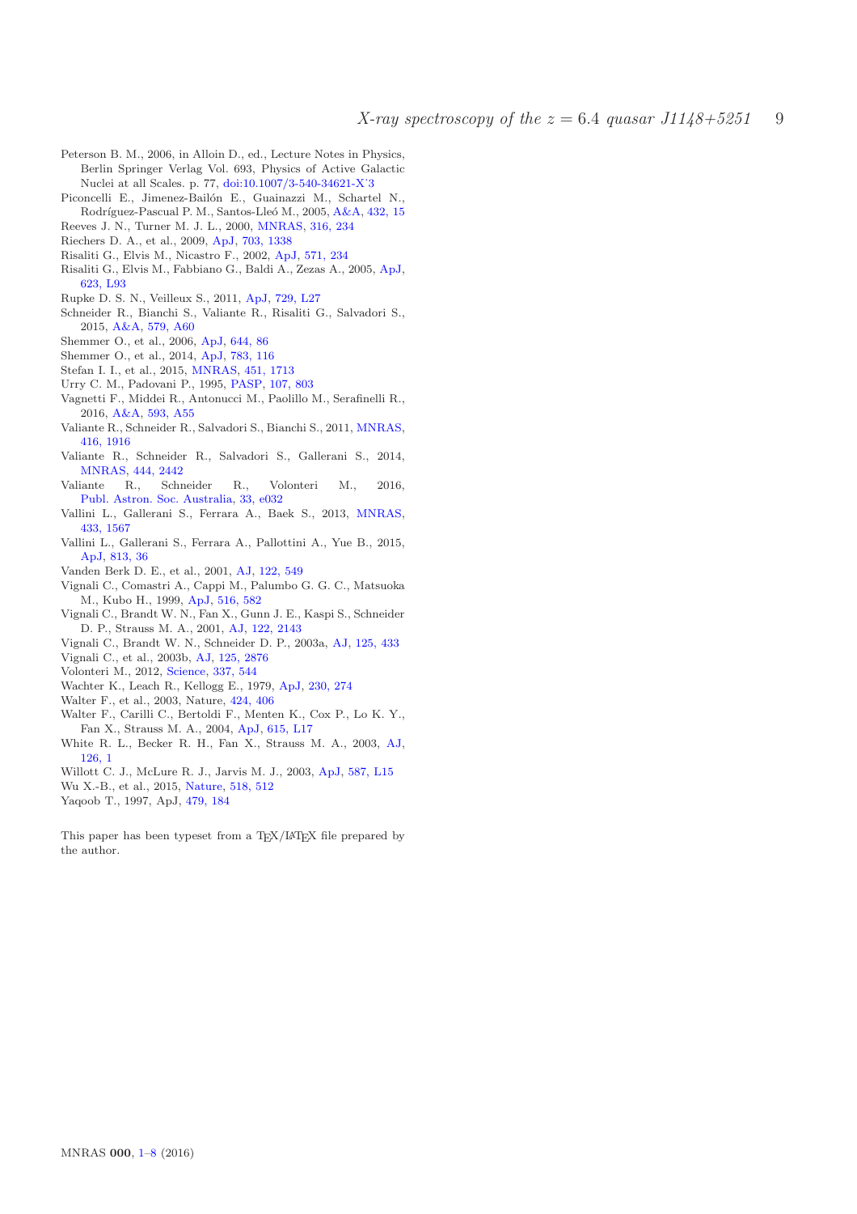Peterson B. M., 2006, in Alloin D., ed., Lecture Notes in Physics, Berlin Springer Verlag Vol. 693, Physics of Active Galactic Nuclei at all Scales. p. 77, doi:10.1007/3-540-34621-X˙3

Piconcelli E., Jimenez-Bailón E., Guainazzi M., Schartel N., Rodríguez-Pascual P. M., Santos-Lleó M., 2005, A&A, 432, 15

Reeves J. N., Turner M. J. L., 2000, MNRAS, 316, 234

Riechers D. A., et al., 2009, ApJ, 703, 1338

Risaliti G., Elvis M., Nicastro F., 2002, ApJ, 571, 234

Risaliti G., Elvis M., Fabbiano G., Baldi A., Zezas A., 2005, ApJ, 623, L93

Rupke D. S. N., Veilleux S., 2011, ApJ, 729, L27

Schneider R., Bianchi S., Valiante R., Risaliti G., Salvadori S., 2015, A&A, 579, A60

Shemmer O., et al., 2006, ApJ, 644, 86

Shemmer O., et al., 2014, ApJ, 783, 116

Stefan I. I., et al., 2015, MNRAS, 451, 1713

Urry C. M., Padovani P., 1995, PASP, 107, 803

Vagnetti F., Middei R., Antonucci M., Paolillo M., Serafinelli R., 2016, A&A, 593, A55

Valiante R., Schneider R., Salvadori S., Bianchi S., 2011, MNRAS, 416, 1916

Valiante R., Schneider R., Salvadori S., Gallerani S., 2014, MNRAS, 444, 2442

Valiante R., Schneider R., Volonteri M., 2016, Publ. Astron. Soc. Australia, 33, e032

Vallini L., Gallerani S., Ferrara A., Baek S., 2013, MNRAS, 433, 1567

Vallini L., Gallerani S., Ferrara A., Pallottini A., Yue B., 2015, ApJ, 813, 36

Vanden Berk D. E., et al., 2001, AJ, 122, 549

Vignali C., Comastri A., Cappi M., Palumbo G. G. C., Matsuoka M., Kubo H., 1999, ApJ, 516, 582

Vignali C., Brandt W. N., Fan X., Gunn J. E., Kaspi S., Schneider D. P., Strauss M. A., 2001, AJ, 122, 2143

Vignali C., Brandt W. N., Schneider D. P., 2003a, AJ, 125, 433

Vignali C., et al., 2003b, AJ, 125, 2876

Volonteri M., 2012, Science, 337, 544

Wachter K., Leach R., Kellogg E., 1979, ApJ, 230, 274

Walter F., et al., 2003, Nature, 424, 406

Walter F., Carilli C., Bertoldi F., Menten K., Cox P., Lo K. Y., Fan X., Strauss M. A., 2004, ApJ, 615, L17

White R. L., Becker R. H., Fan X., Strauss M. A., 2003, AJ, 126, 1

Willott C. J., McLure R. J., Jarvis M. J., 2003, ApJ, 587, L15

Wu X.-B., et al., 2015, Nature, 518, 512

Yaqoob T., 1997, ApJ, 479, 184

This paper has been typeset from a TEX/LATEX file prepared by the author.